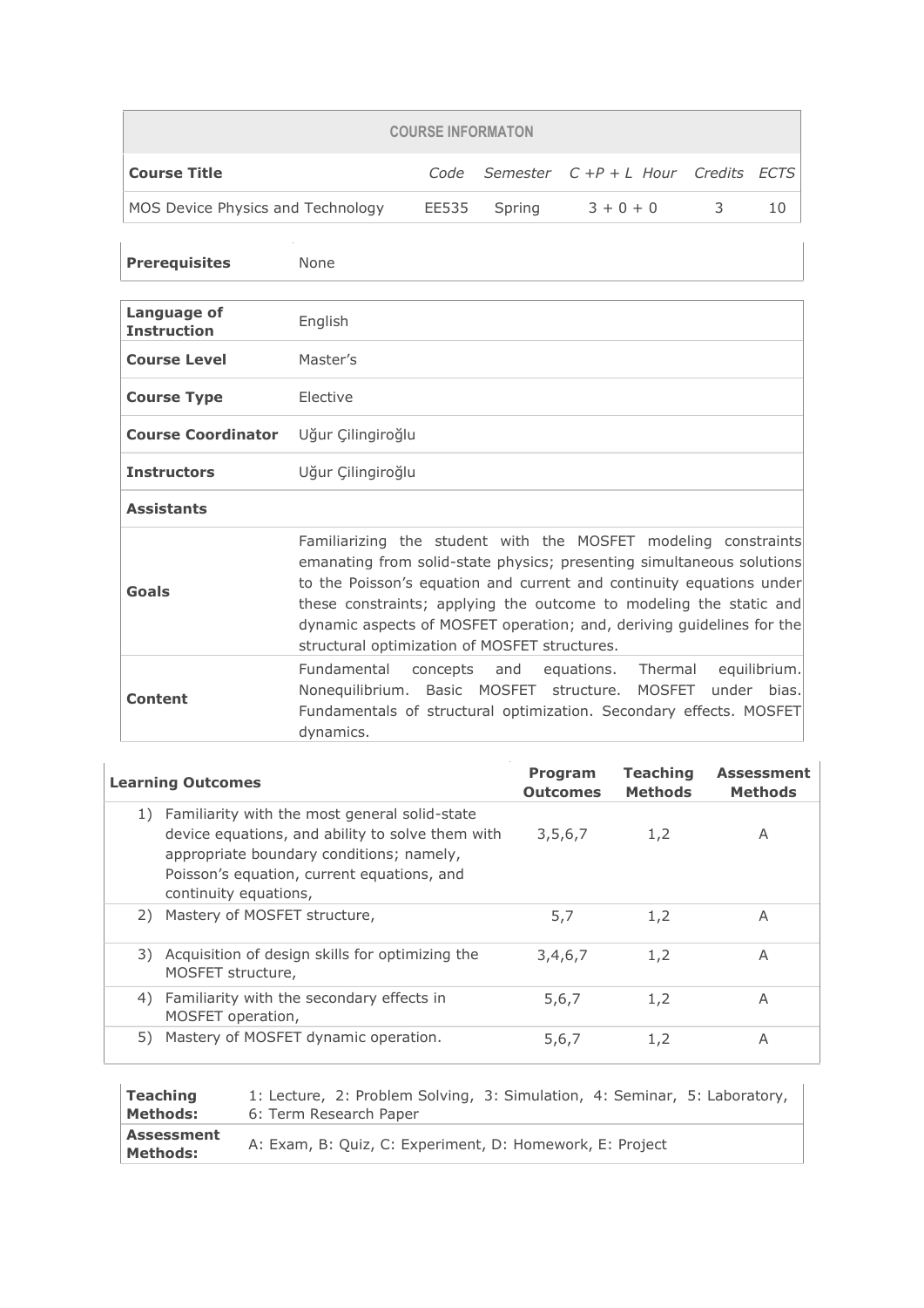| COURSE INFORMATON | | | | | |
|---|---|---|---|---|---|
| **Course Title** | *Code* | *Semester* | *C +P + L Hour* | *Credits* | *ECTS* |
| MOS Device Physics and Technology | EE535 | Spring | 3 + 0 + 0 | 3 | 10 |

| | |
|---|---|
| **Prerequisites** | None |

| | |
|---|---|
| **Language of Instruction** | English |
| **Course Level** | Master's |
| **Course Type** | Elective |
| **Course Coordinator** | Uğur Çilingiroğlu |
| **Instructors** | Uğur Çilingiroğlu |
| **Assistants** | |
| **Goals** | Familiarizing the student with the MOSFET modeling constraints emanating from solid-state physics; presenting simultaneous solutions to the Poisson's equation and current and continuity equations under these constraints; applying the outcome to modeling the static and dynamic aspects of MOSFET operation; and, deriving guidelines for the structural optimization of MOSFET structures. |
| **Content** | Fundamental concepts and equations. Thermal equilibrium. Nonequilibrium. Basic MOSFET structure. MOSFET under bias. Fundamentals of structural optimization. Secondary effects. MOSFET dynamics. |

| **Learning Outcomes** | **Program Outcomes** | **Teaching Methods** | **Assessment Methods** |
|---|---|---|---|
| 1) Familiarity with the most general solid-state device equations, and ability to solve them with appropriate boundary conditions; namely, Poisson's equation, current equations, and continuity equations, | 3,5,6,7 | 1,2 | A |
| 2) Mastery of MOSFET structure, | 5,7 | 1,2 | A |
| 3) Acquisition of design skills for optimizing the MOSFET structure, | 3,4,6,7 | 1,2 | A |
| 4) Familiarity with the secondary effects in MOSFET operation, | 5,6,7 | 1,2 | A |
| 5) Mastery of MOSFET dynamic operation. | 5,6,7 | 1,2 | A |

| | |
|---|---|
| **Teaching Methods:** | 1: Lecture, 2: Problem Solving, 3: Simulation, 4: Seminar, 5: Laboratory, 6: Term Research Paper |
| **Assessment Methods:** | A: Exam, B: Quiz, C: Experiment, D: Homework, E: Project |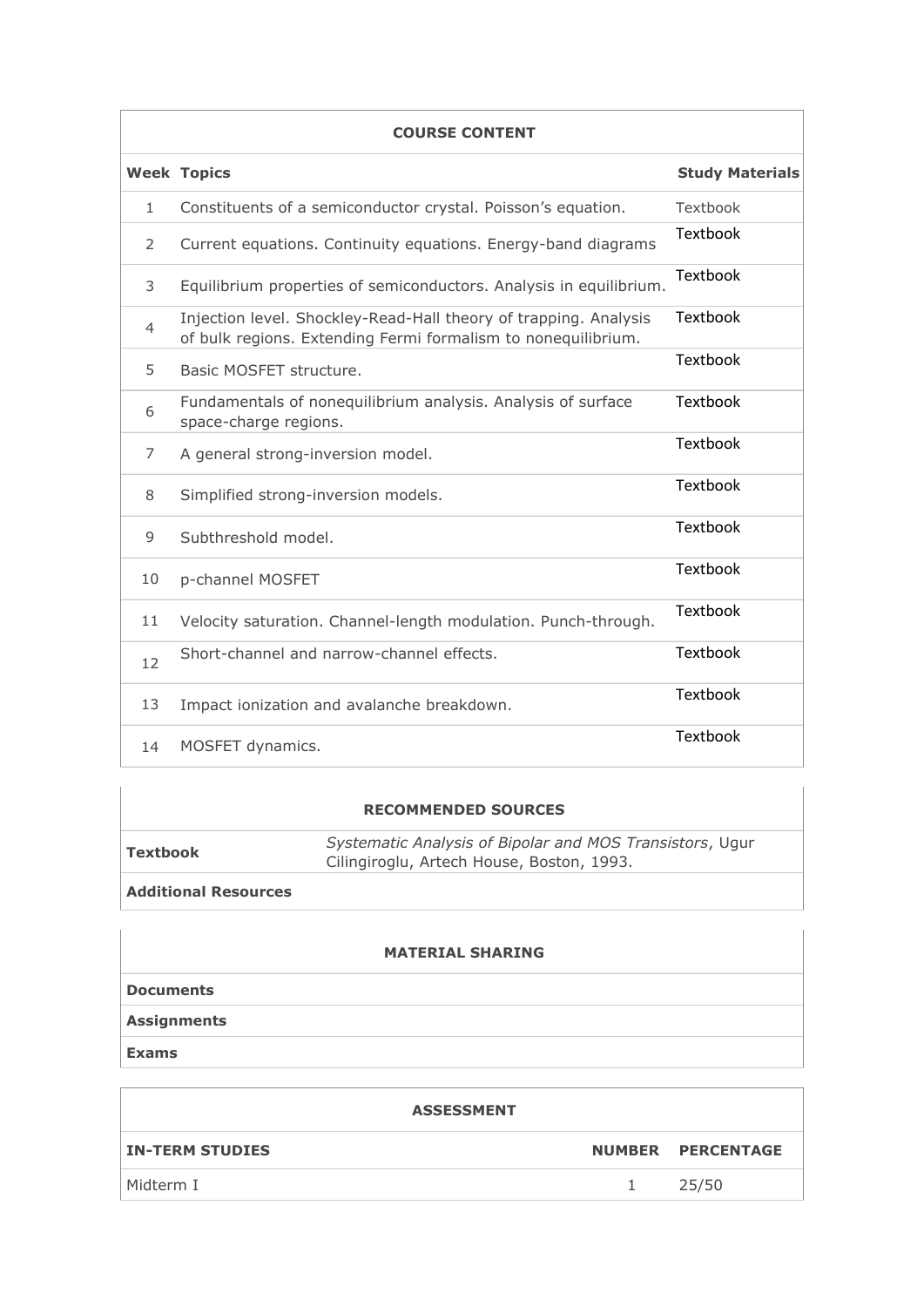**COURSE CONTENT**

| Week | Topics | Study Materials |
|---|---|---|
| 1 | Constituents of a semiconductor crystal. Poisson's equation. | Textbook |
| 2 | Current equations. Continuity equations. Energy-band diagrams | Textbook |
| 3 | Equilibrium properties of semiconductors. Analysis in equilibrium. | Textbook |
| 4 | Injection level. Shockley-Read-Hall theory of trapping. Analysis of bulk regions. Extending Fermi formalism to nonequilibrium. | Textbook |
| 5 | Basic MOSFET structure. | Textbook |
| 6 | Fundamentals of nonequilibrium analysis. Analysis of surface space-charge regions. | Textbook |
| 7 | A general strong-inversion model. | Textbook |
| 8 | Simplified strong-inversion models. | Textbook |
| 9 | Subthreshold model. | Textbook |
| 10 | p-channel MOSFET | Textbook |
| 11 | Velocity saturation. Channel-length modulation. Punch-through. | Textbook |
| 12 | Short-channel and narrow-channel effects. | Textbook |
| 13 | Impact ionization and avalanche breakdown. | Textbook |
| 14 | MOSFET dynamics. | Textbook |

**RECOMMENDED SOURCES**

| | |
|---|---|
| **Textbook** | *Systematic Analysis of Bipolar and MOS Transistors*, Ugur Cilingiroglu, Artech House, Boston, 1993. |
| **Additional Resources** | |

**MATERIAL SHARING**

| |
|---|
| **Documents** |
| **Assignments** |
| **Exams** |

**ASSESSMENT**

| IN-TERM STUDIES | NUMBER | PERCENTAGE |
|---|---|---|
| Midterm I | 1 | 25/50 |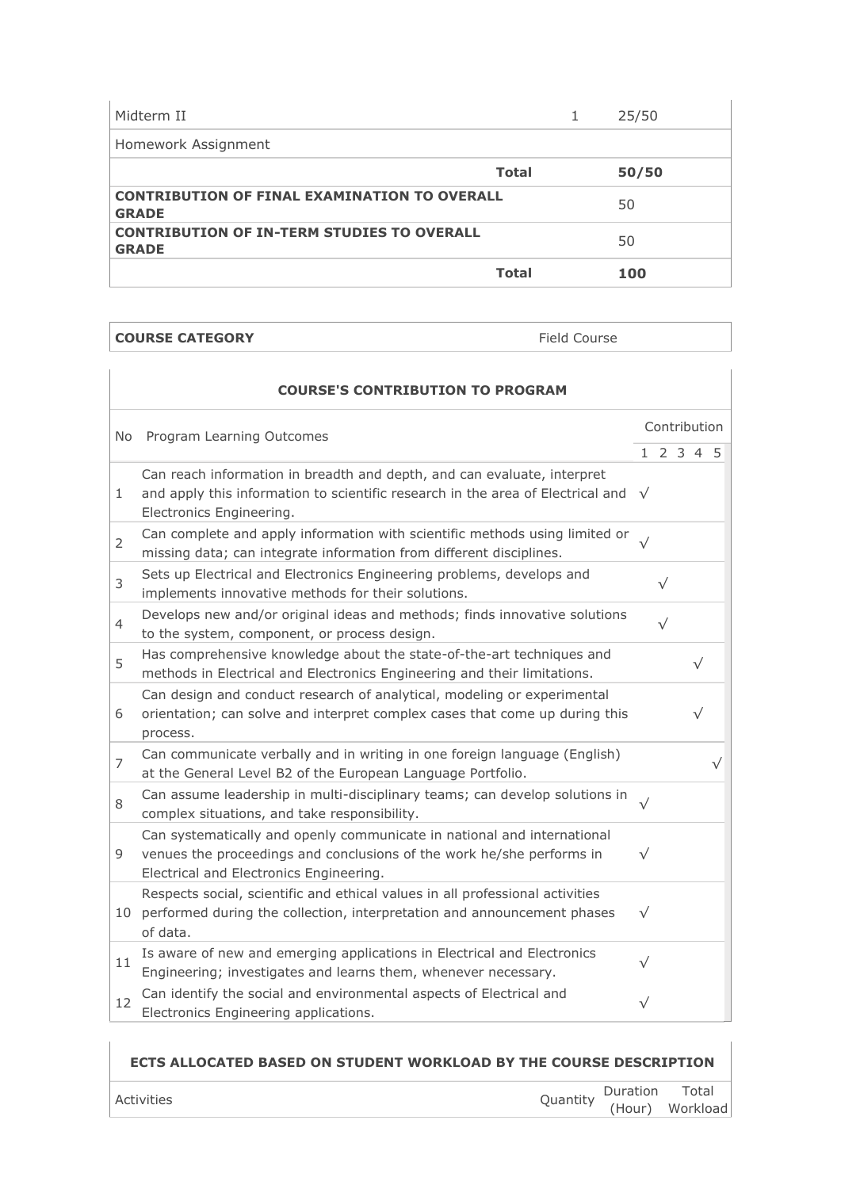| | | | |
|---|---|---|---|
| Midterm II | 1 | 25/50 | |
| Homework Assignment | | | |
| | **Total** | **50/50** | |
| **CONTRIBUTION OF FINAL EXAMINATION TO OVERALL GRADE** | | 50 | |
| **CONTRIBUTION OF IN-TERM STUDIES TO OVERALL GRADE** | | 50 | |
| | **Total** | **100** | |

| | |
|---|---|
| **COURSE CATEGORY** | Field Course |

**COURSE'S CONTRIBUTION TO PROGRAM**

| No | Program Learning Outcomes | Contribution 1 | 2 | 3 | 4 | 5 |
|---|---|---|---|---|---|---|
| 1 | Can reach information in breadth and depth, and can evaluate, interpret and apply this information to scientific research in the area of Electrical and Electronics Engineering. | √ | | | | |
| 2 | Can complete and apply information with scientific methods using limited or missing data; can integrate information from different disciplines. | √ | | | | |
| 3 | Sets up Electrical and Electronics Engineering problems, develops and implements innovative methods for their solutions. | | √ | | | |
| 4 | Develops new and/or original ideas and methods; finds innovative solutions to the system, component, or process design. | | √ | | | |
| 5 | Has comprehensive knowledge about the state-of-the-art techniques and methods in Electrical and Electronics Engineering and their limitations. | | | | √ | |
| 6 | Can design and conduct research of analytical, modeling or experimental orientation; can solve and interpret complex cases that come up during this process. | | | | √ | |
| 7 | Can communicate verbally and in writing in one foreign language (English) at the General Level B2 of the European Language Portfolio. | | | | | √ |
| 8 | Can assume leadership in multi-disciplinary teams; can develop solutions in complex situations, and take responsibility. | √ | | | | |
| 9 | Can systematically and openly communicate in national and international venues the proceedings and conclusions of the work he/she performs in Electrical and Electronics Engineering. | √ | | | | |
| 10 | Respects social, scientific and ethical values in all professional activities performed during the collection, interpretation and announcement phases of data. | √ | | | | |
| 11 | Is aware of new and emerging applications in Electrical and Electronics Engineering; investigates and learns them, whenever necessary. | √ | | | | |
| 12 | Can identify the social and environmental aspects of Electrical and Electronics Engineering applications. | √ | | | | |

**ECTS ALLOCATED BASED ON STUDENT WORKLOAD BY THE COURSE DESCRIPTION**

| Activities | Quantity | Duration (Hour) | Total Workload |
|---|---|---|---|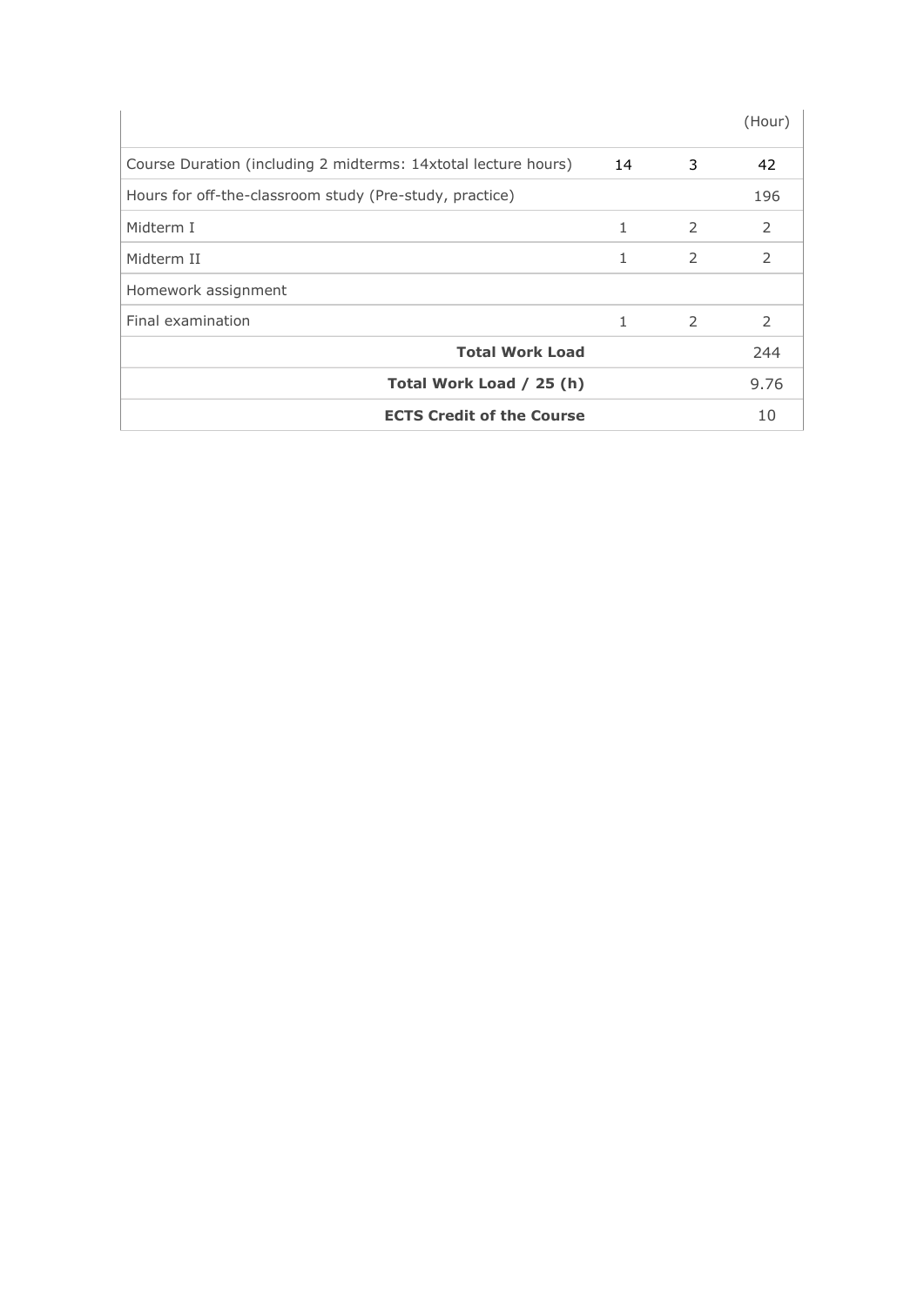| | | | (Hour) |
|---|---|---|---|
| Course Duration (including 2 midterms: 14xtotal lecture hours) | 14 | 3 | 42 |
| Hours for off-the-classroom study (Pre-study, practice) | | | 196 |
| Midterm I | 1 | 2 | 2 |
| Midterm II | 1 | 2 | 2 |
| Homework assignment | | | |
| Final examination | 1 | 2 | 2 |
| **Total Work Load** | | | 244 |
| **Total Work Load / 25 (h)** | | | 9.76 |
| **ECTS Credit of the Course** | | | 10 |